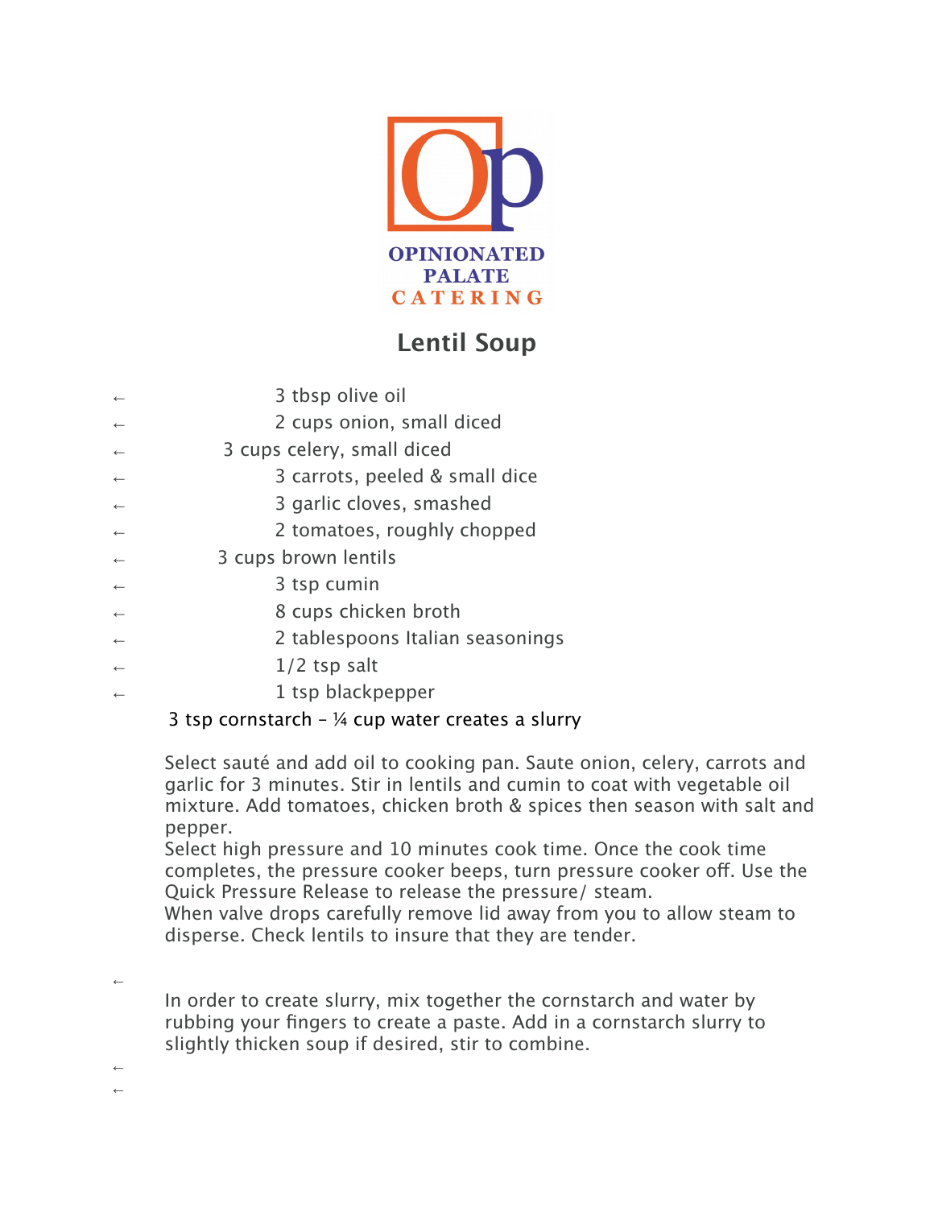OPINIONATED PALATE CATERING

# Lentil Soup

- 3 tbsp olive oil
- 2 cups onion, small diced
- 3 cups celery, small diced
- 3 carrots, peeled & small dice
- 3 garlic cloves, smashed
- 2 tomatoes, roughly chopped
- 3 cups brown lentils
- 3 tsp cumin
- 8 cups chicken broth
- 2 tablespoons Italian seasonings
- 1/2 tsp salt
- 1 tsp blackpepper

3 tsp cornstarch – ¼ cup water creates a slurry

Select sauté and add oil to cooking pan. Saute onion, celery, carrots and garlic for 3 minutes. Stir in lentils and cumin to coat with vegetable oil mixture. Add tomatoes, chicken broth & spices then season with salt and pepper.
Select high pressure and 10 minutes cook time. Once the cook time completes, the pressure cooker beeps, turn pressure cooker off. Use the Quick Pressure Release to release the pressure/ steam.
When valve drops carefully remove lid away from you to allow steam to disperse. Check lentils to insure that they are tender.

In order to create slurry, mix together the cornstarch and water by rubbing your fingers to create a paste. Add in a cornstarch slurry to slightly thicken soup if desired, stir to combine.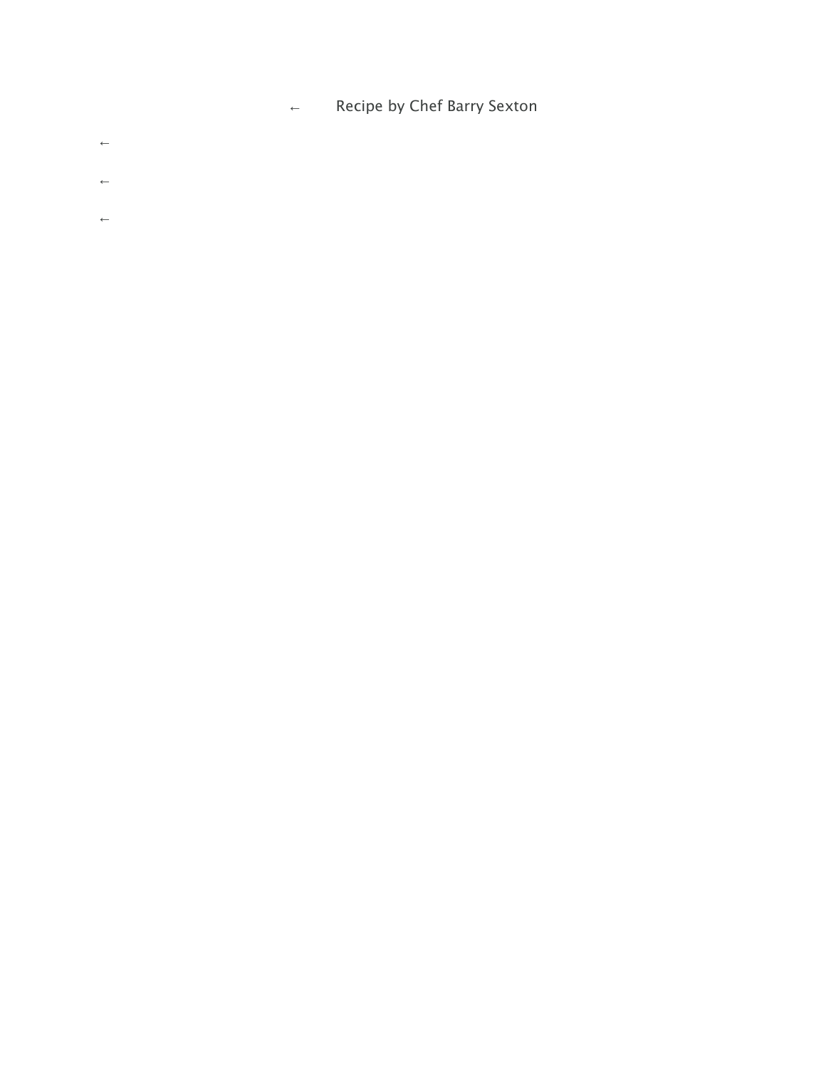← Recipe by Chef Barry Sexton

←

←

←